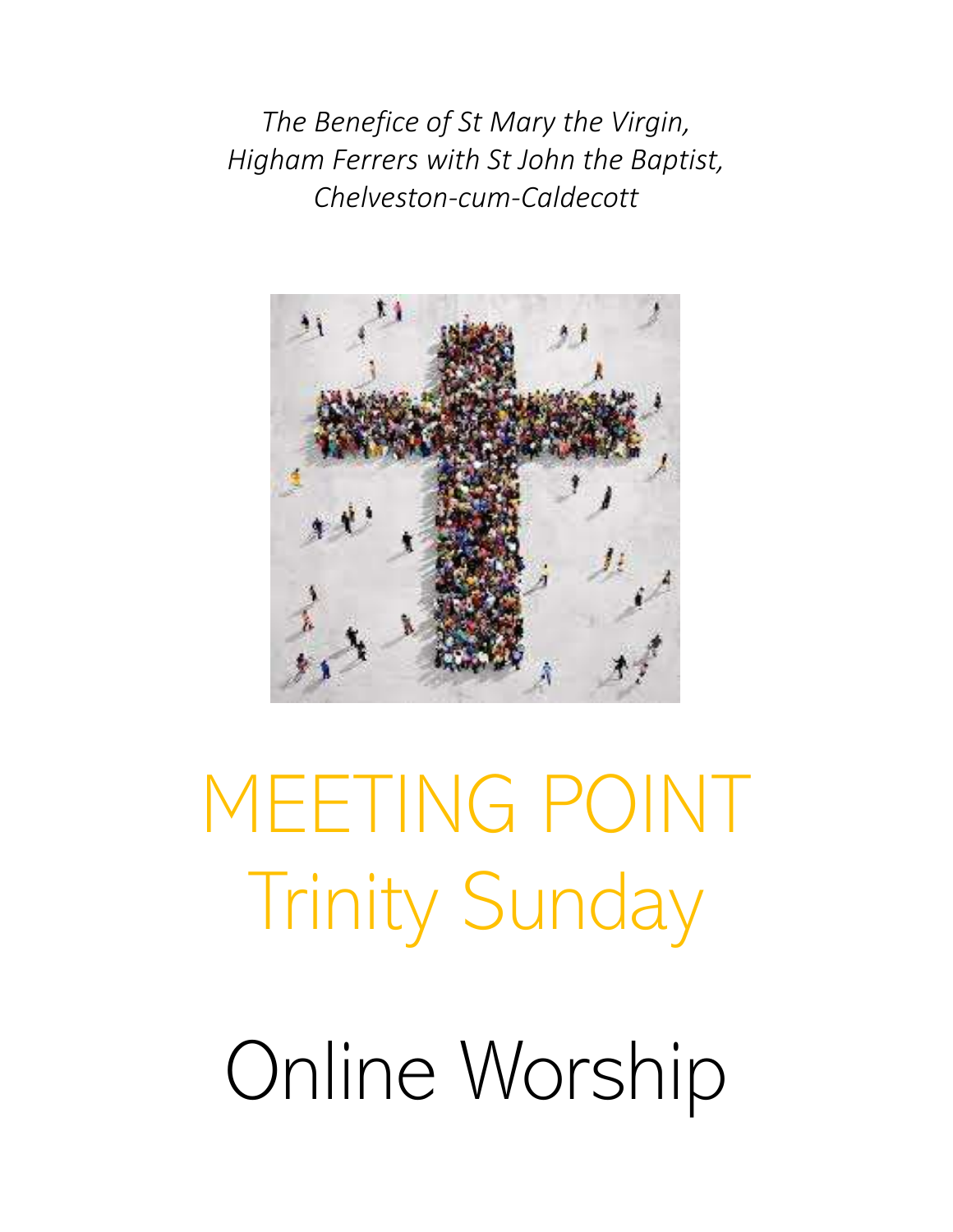*The Benefice of St Mary the Virgin, Higham Ferrers with St John the Baptist, Chelveston-cum-Caldecott*

# MEETING POINT

# Trinity Sunday

# Online Worship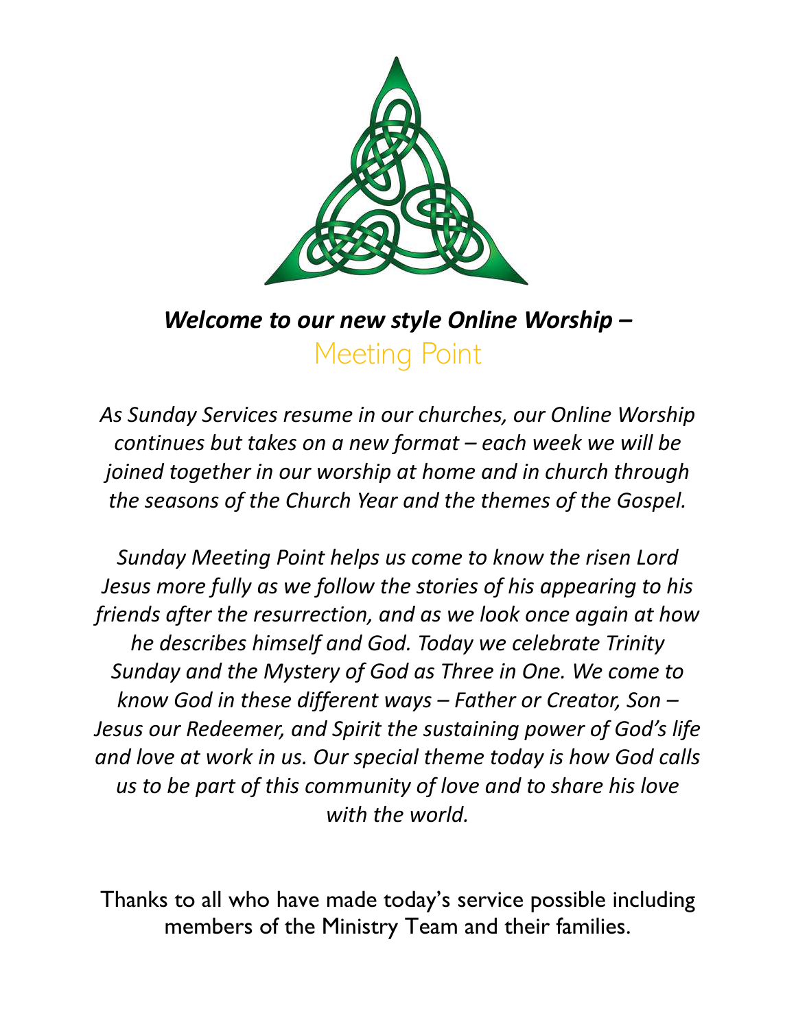***Welcome to our new style Online Worship –***

Meeting Point

*As Sunday Services resume in our churches, our Online Worship continues but takes on a new format – each week we will be joined together in our worship at home and in church through the seasons of the Church Year and the themes of the Gospel.*

*Sunday Meeting Point helps us come to know the risen Lord Jesus more fully as we follow the stories of his appearing to his friends after the resurrection, and as we look once again at how he describes himself and God. Today we celebrate Trinity Sunday and the Mystery of God as Three in One. We come to know God in these different ways – Father or Creator, Son – Jesus our Redeemer, and Spirit the sustaining power of God's life and love at work in us. Our special theme today is how God calls us to be part of this community of love and to share his love with the world.*

Thanks to all who have made today's service possible including members of the Ministry Team and their families.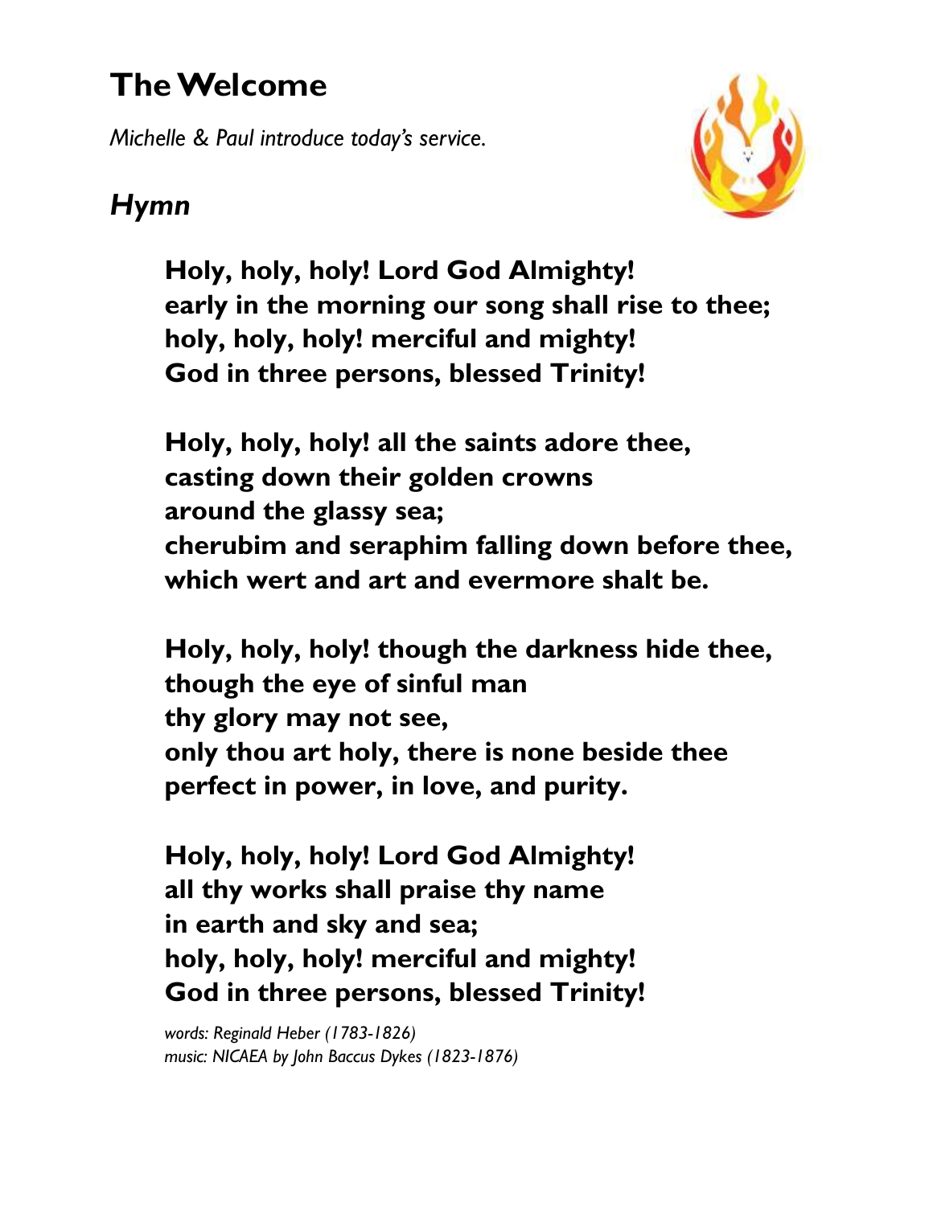# The Welcome

*Michelle & Paul introduce today's service.*

## *Hymn*

**Holy, holy, holy! Lord God Almighty!**
**early in the morning our song shall rise to thee;**
**holy, holy, holy! merciful and mighty!**
**God in three persons, blessed Trinity!**

**Holy, holy, holy! all the saints adore thee,**
**casting down their golden crowns**
**around the glassy sea;**
**cherubim and seraphim falling down before thee,**
**which wert and art and evermore shalt be.**

**Holy, holy, holy! though the darkness hide thee,**
**though the eye of sinful man**
**thy glory may not see,**
**only thou art holy, there is none beside thee**
**perfect in power, in love, and purity.**

**Holy, holy, holy! Lord God Almighty!**
**all thy works shall praise thy name**
**in earth and sky and sea;**
**holy, holy, holy! merciful and mighty!**
**God in three persons, blessed Trinity!**

*words: Reginald Heber (1783-1826)*
*music: NICAEA by John Baccus Dykes (1823-1876)*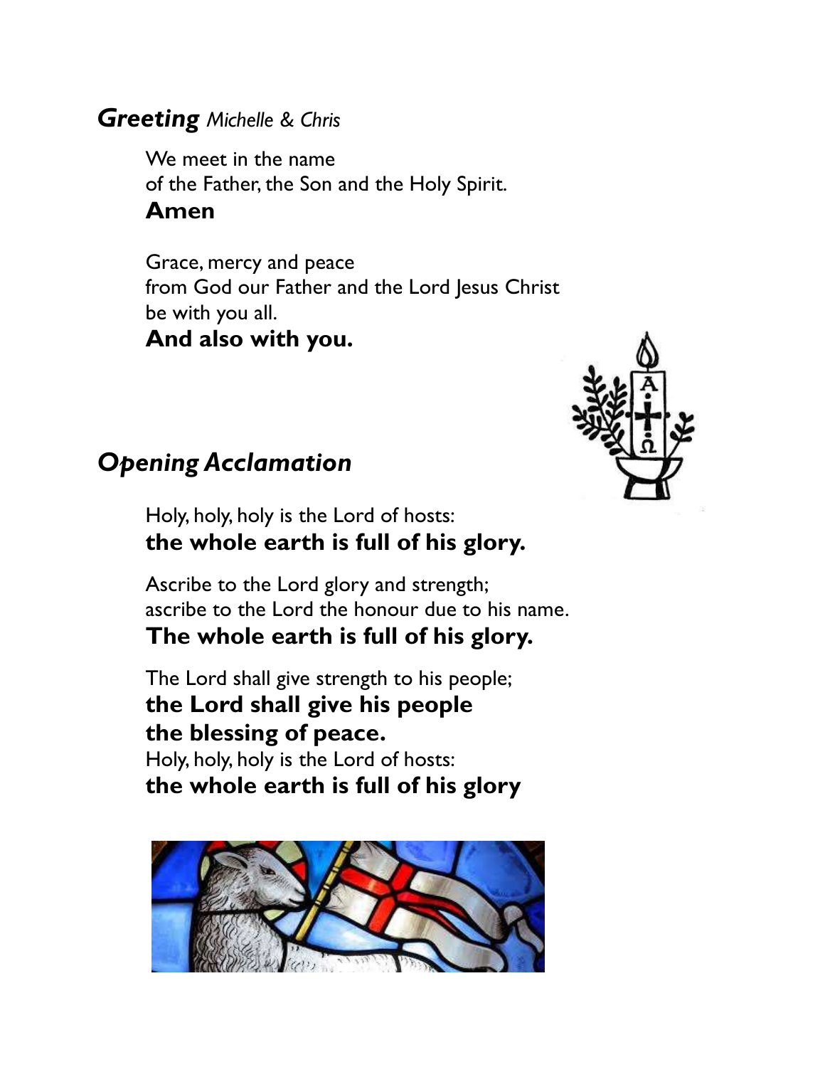## *Greeting* *Michelle & Chris*

We meet in the name
of the Father, the Son and the Holy Spirit.
**Amen**

Grace, mercy and peace
from God our Father and the Lord Jesus Christ
be with you all.
**And also with you.**

## *Opening Acclamation*

Holy, holy, holy is the Lord of hosts:
**the whole earth is full of his glory.**

Ascribe to the Lord glory and strength;
ascribe to the Lord the honour due to his name.
**The whole earth is full of his glory.**

The Lord shall give strength to his people;
**the Lord shall give his people**
**the blessing of peace.**
Holy, holy, holy is the Lord of hosts:
**the whole earth is full of his glory**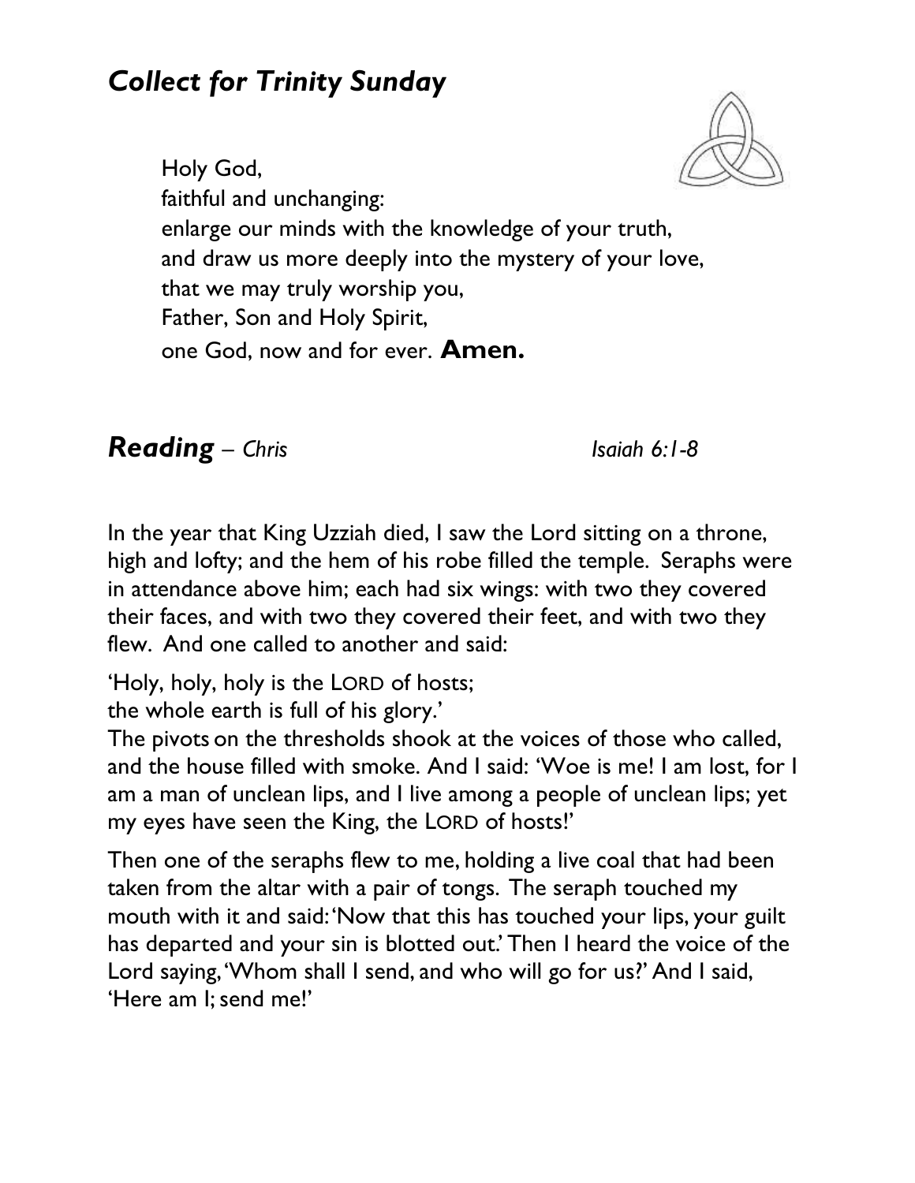## *Collect for Trinity Sunday*

Holy God,
faithful and unchanging:
enlarge our minds with the knowledge of your truth,
and draw us more deeply into the mystery of your love,
that we may truly worship you,
Father, Son and Holy Spirit,
one God, now and for ever. **Amen.**

## ***Reading*** *– Chris* *Isaiah 6:1-8*

In the year that King Uzziah died, I saw the Lord sitting on a throne, high and lofty; and the hem of his robe filled the temple. Seraphs were in attendance above him; each had six wings: with two they covered their faces, and with two they covered their feet, and with two they flew. And one called to another and said:

'Holy, holy, holy is the LORD of hosts;
the whole earth is full of his glory.'
The pivots on the thresholds shook at the voices of those who called, and the house filled with smoke. And I said: 'Woe is me! I am lost, for I am a man of unclean lips, and I live among a people of unclean lips; yet my eyes have seen the King, the LORD of hosts!'

Then one of the seraphs flew to me, holding a live coal that had been taken from the altar with a pair of tongs. The seraph touched my mouth with it and said: 'Now that this has touched your lips, your guilt has departed and your sin is blotted out.' Then I heard the voice of the Lord saying, 'Whom shall I send, and who will go for us?' And I said, 'Here am I; send me!'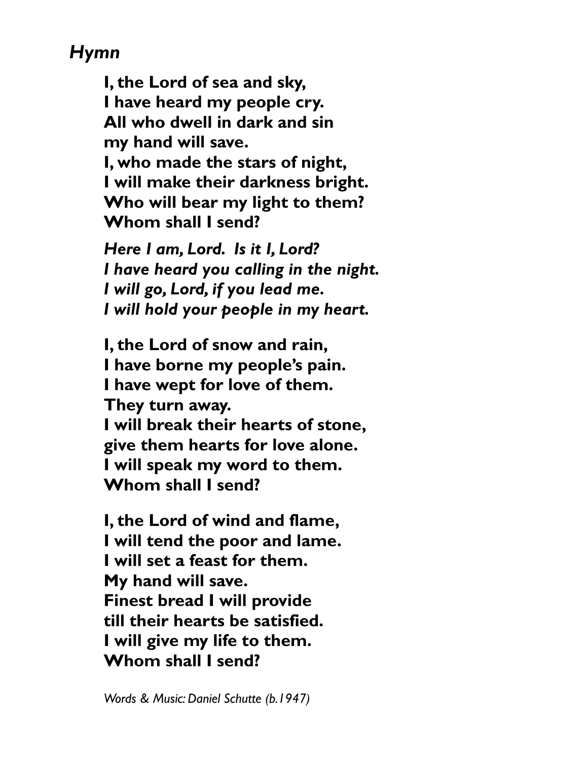*Hymn*

**I, the Lord of sea and sky,**
**I have heard my people cry.**
**All who dwell in dark and sin**
**my hand will save.**
**I, who made the stars of night,**
**I will make their darkness bright.**
**Who will bear my light to them?**
**Whom shall I send?**

***Here I am, Lord. Is it I, Lord?***
***I have heard you calling in the night.***
***I will go, Lord, if you lead me.***
***I will hold your people in my heart.***

**I, the Lord of snow and rain,**
**I have borne my people's pain.**
**I have wept for love of them.**
**They turn away.**
**I will break their hearts of stone,**
**give them hearts for love alone.**
**I will speak my word to them.**
**Whom shall I send?**

**I, the Lord of wind and flame,**
**I will tend the poor and lame.**
**I will set a feast for them.**
**My hand will save.**
**Finest bread I will provide**
**till their hearts be satisfied.**
**I will give my life to them.**
**Whom shall I send?**

*Words & Music: Daniel Schutte (b.1947)*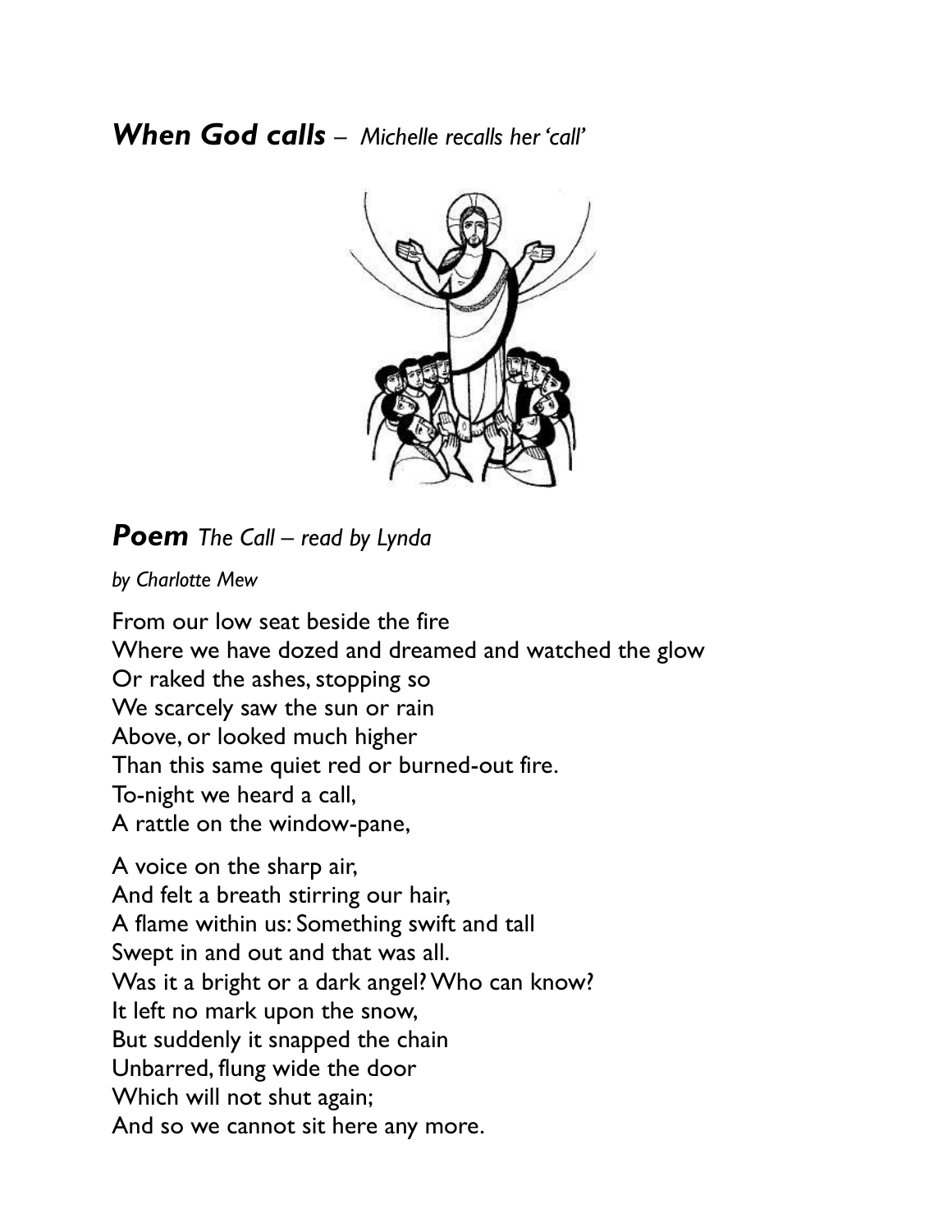## ***When God calls*** – *Michelle recalls her 'call'*

## ***Poem*** *The Call – read by Lynda*

*by Charlotte Mew*

From our low seat beside the fire
Where we have dozed and dreamed and watched the glow
Or raked the ashes, stopping so
We scarcely saw the sun or rain
Above, or looked much higher
Than this same quiet red or burned-out fire.
To-night we heard a call,
A rattle on the window-pane,

A voice on the sharp air,
And felt a breath stirring our hair,
A flame within us: Something swift and tall
Swept in and out and that was all.
Was it a bright or a dark angel? Who can know?
It left no mark upon the snow,
But suddenly it snapped the chain
Unbarred, flung wide the door
Which will not shut again;
And so we cannot sit here any more.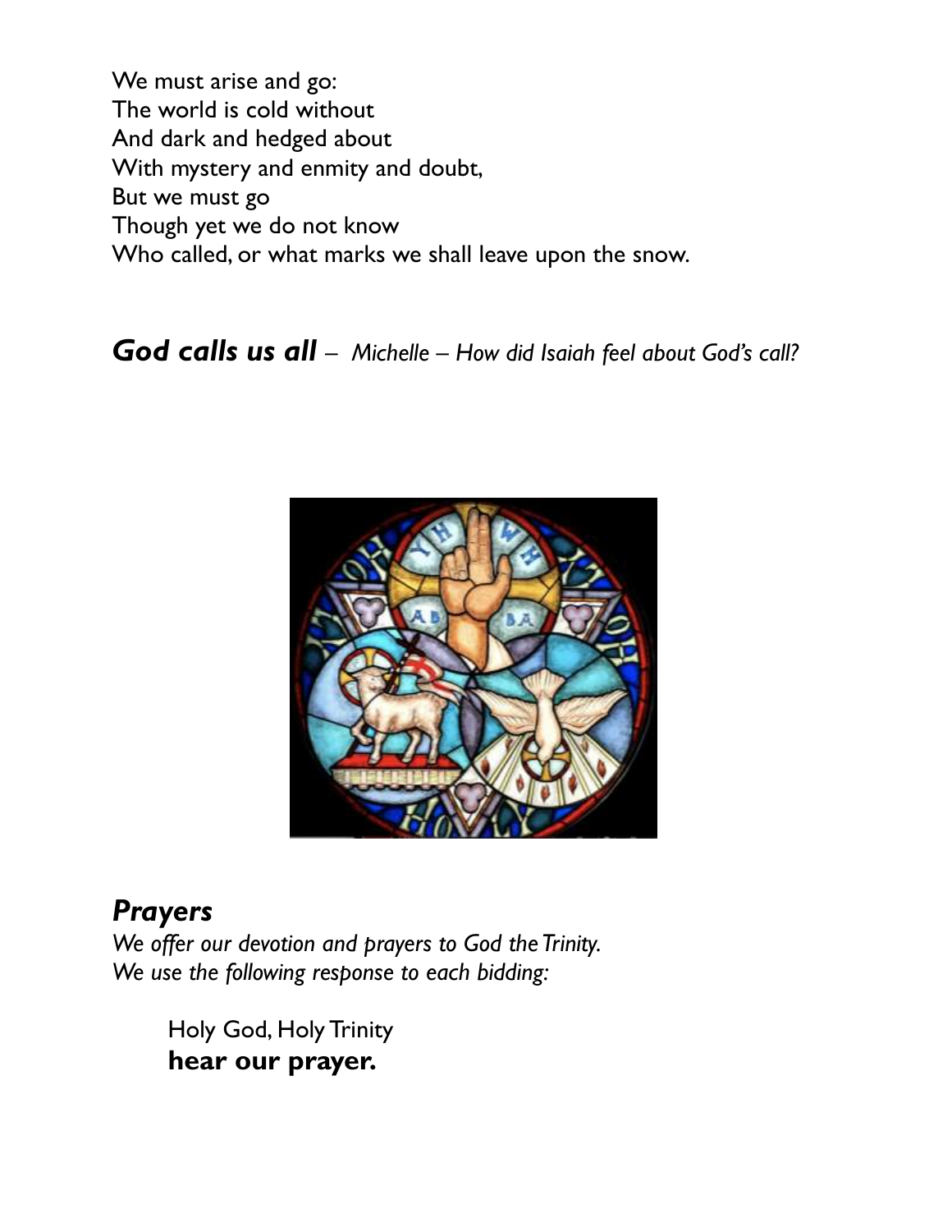We must arise and go:
The world is cold without
And dark and hedged about
With mystery and enmity and doubt,
But we must go
Though yet we do not know
Who called, or what marks we shall leave upon the snow.

***God calls us all*** – *Michelle – How did Isaiah feel about God's call?*

## *Prayers*

*We offer our devotion and prayers to God the Trinity.*
*We use the following response to each bidding:*

Holy God, Holy Trinity
**hear our prayer.**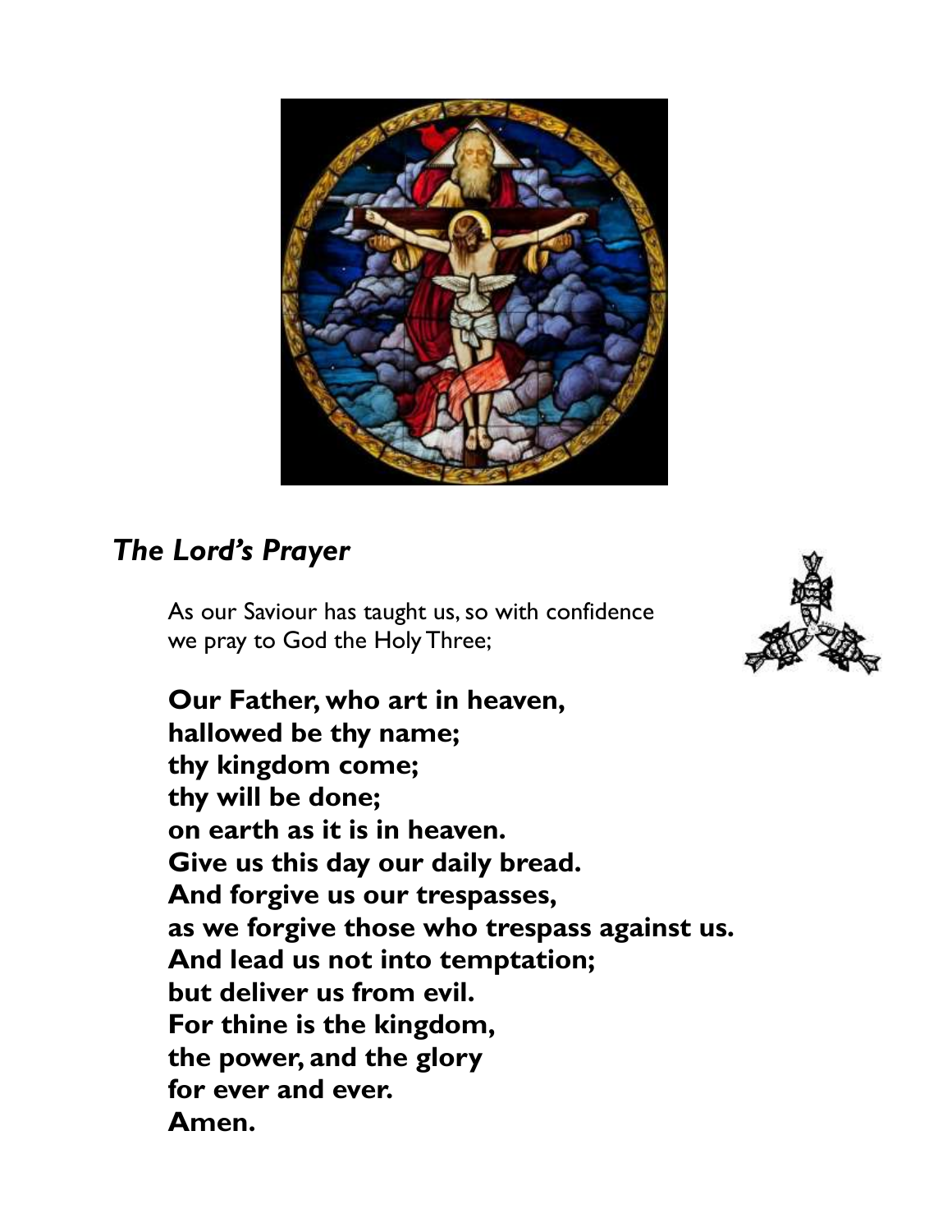## *The Lord's Prayer*

As our Saviour has taught us, so with confidence
we pray to God the Holy Three;

**Our Father, who art in heaven,**
**hallowed be thy name;**
**thy kingdom come;**
**thy will be done;**
**on earth as it is in heaven.**
**Give us this day our daily bread.**
**And forgive us our trespasses,**
**as we forgive those who trespass against us.**
**And lead us not into temptation;**
**but deliver us from evil.**
**For thine is the kingdom,**
**the power, and the glory**
**for ever and ever.**
**Amen.**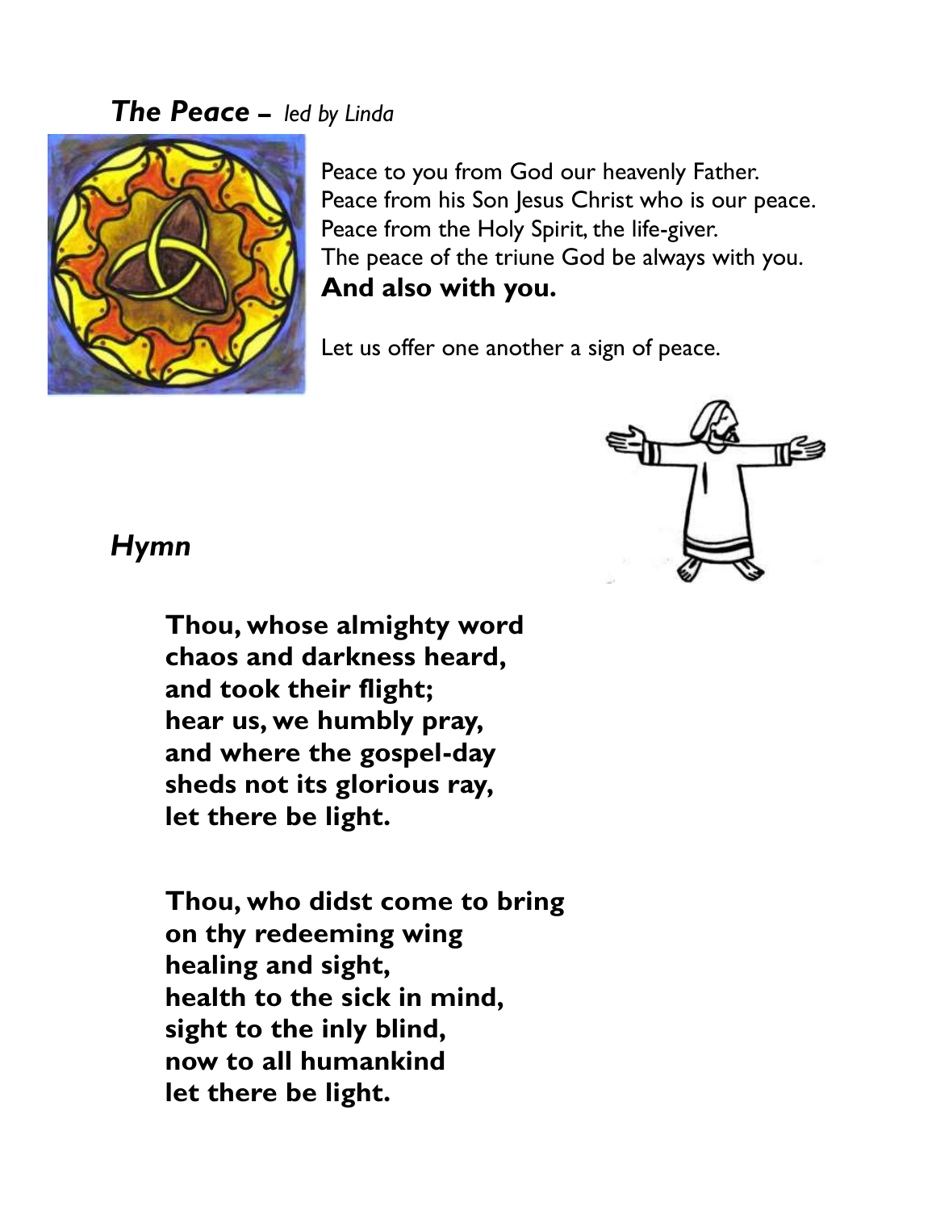## ***The Peace*** – *led by Linda*

Peace to you from God our heavenly Father.
Peace from his Son Jesus Christ who is our peace.
Peace from the Holy Spirit, the life-giver.
The peace of the triune God be always with you.
**And also with you.**

Let us offer one another a sign of peace.

## ***Hymn***

**Thou, whose almighty word**
**chaos and darkness heard,**
**and took their flight;**
**hear us, we humbly pray,**
**and where the gospel-day**
**sheds not its glorious ray,**
**let there be light.**

**Thou, who didst come to bring**
**on thy redeeming wing**
**healing and sight,**
**health to the sick in mind,**
**sight to the inly blind,**
**now to all humankind**
**let there be light.**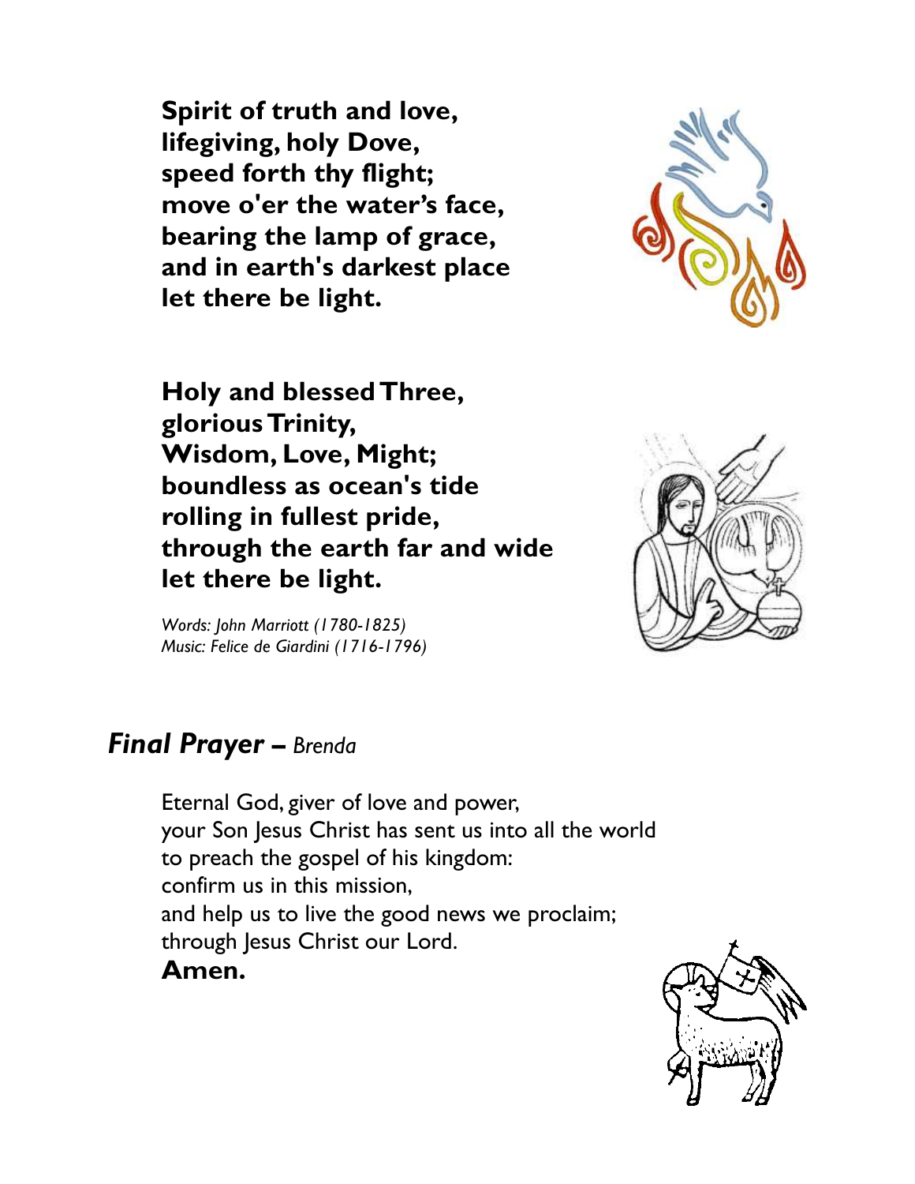**Spirit of truth and love,**
**lifegiving, holy Dove,**
**speed forth thy flight;**
**move o'er the water's face,**
**bearing the lamp of grace,**
**and in earth's darkest place**
**let there be light.**

**Holy and blessed Three,**
**glorious Trinity,**
**Wisdom, Love, Might;**
**boundless as ocean's tide**
**rolling in fullest pride,**
**through the earth far and wide**
**let there be light.**

*Words: John Marriott (1780-1825)*
*Music: Felice de Giardini (1716-1796)*

## *Final Prayer – Brenda*

Eternal God, giver of love and power,
your Son Jesus Christ has sent us into all the world
to preach the gospel of his kingdom:
confirm us in this mission,
and help us to live the good news we proclaim;
through Jesus Christ our Lord.
**Amen.**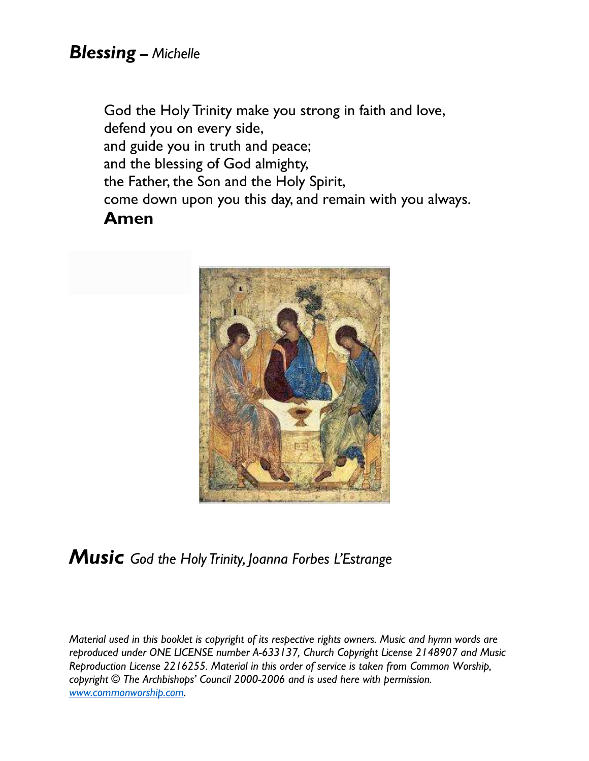## ***Blessing*** – *Michelle*

God the Holy Trinity make you strong in faith and love,
defend you on every side,
and guide you in truth and peace;
and the blessing of God almighty,
the Father, the Son and the Holy Spirit,
come down upon you this day, and remain with you always.
**Amen**

## ***Music*** *God the Holy Trinity, Joanna Forbes L'Estrange*

*Material used in this booklet is copyright of its respective rights owners. Music and hymn words are reproduced under ONE LICENSE number A-633137, Church Copyright License 2148907 and Music Reproduction License 2216255. Material in this order of service is taken from Common Worship, copyright © The Archbishops' Council 2000-2006 and is used here with permission. [www.commonworship.com](http://www.commonworship.com).*